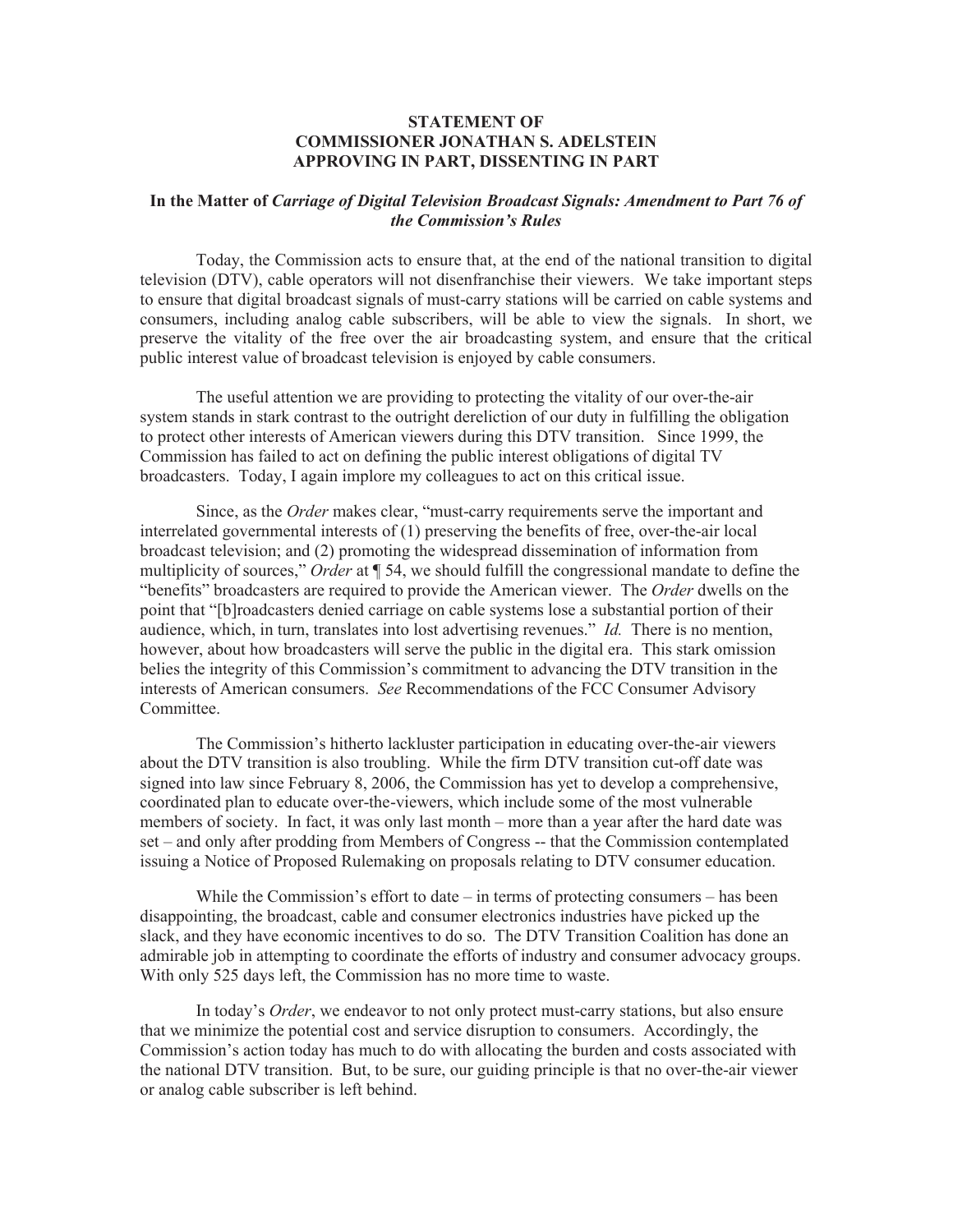**STATEMENT OF**
**COMMISSIONER JONATHAN S. ADELSTEIN**
**APPROVING IN PART, DISSENTING IN PART**

**In the Matter of *Carriage of Digital Television Broadcast Signals: Amendment to Part 76 of the Commission's Rules***

Today, the Commission acts to ensure that, at the end of the national transition to digital television (DTV), cable operators will not disenfranchise their viewers. We take important steps to ensure that digital broadcast signals of must-carry stations will be carried on cable systems and consumers, including analog cable subscribers, will be able to view the signals. In short, we preserve the vitality of the free over the air broadcasting system, and ensure that the critical public interest value of broadcast television is enjoyed by cable consumers.

The useful attention we are providing to protecting the vitality of our over-the-air system stands in stark contrast to the outright dereliction of our duty in fulfilling the obligation to protect other interests of American viewers during this DTV transition. Since 1999, the Commission has failed to act on defining the public interest obligations of digital TV broadcasters. Today, I again implore my colleagues to act on this critical issue.

Since, as the *Order* makes clear, "must-carry requirements serve the important and interrelated governmental interests of (1) preserving the benefits of free, over-the-air local broadcast television; and (2) promoting the widespread dissemination of information from multiplicity of sources," *Order* at ¶ 54, we should fulfill the congressional mandate to define the "benefits" broadcasters are required to provide the American viewer. The *Order* dwells on the point that "[b]roadcasters denied carriage on cable systems lose a substantial portion of their audience, which, in turn, translates into lost advertising revenues." *Id.* There is no mention, however, about how broadcasters will serve the public in the digital era. This stark omission belies the integrity of this Commission's commitment to advancing the DTV transition in the interests of American consumers. *See* Recommendations of the FCC Consumer Advisory Committee.

The Commission's hitherto lackluster participation in educating over-the-air viewers about the DTV transition is also troubling. While the firm DTV transition cut-off date was signed into law since February 8, 2006, the Commission has yet to develop a comprehensive, coordinated plan to educate over-the-viewers, which include some of the most vulnerable members of society. In fact, it was only last month – more than a year after the hard date was set – and only after prodding from Members of Congress -- that the Commission contemplated issuing a Notice of Proposed Rulemaking on proposals relating to DTV consumer education.

While the Commission's effort to date – in terms of protecting consumers – has been disappointing, the broadcast, cable and consumer electronics industries have picked up the slack, and they have economic incentives to do so. The DTV Transition Coalition has done an admirable job in attempting to coordinate the efforts of industry and consumer advocacy groups. With only 525 days left, the Commission has no more time to waste.

In today's *Order*, we endeavor to not only protect must-carry stations, but also ensure that we minimize the potential cost and service disruption to consumers. Accordingly, the Commission's action today has much to do with allocating the burden and costs associated with the national DTV transition. But, to be sure, our guiding principle is that no over-the-air viewer or analog cable subscriber is left behind.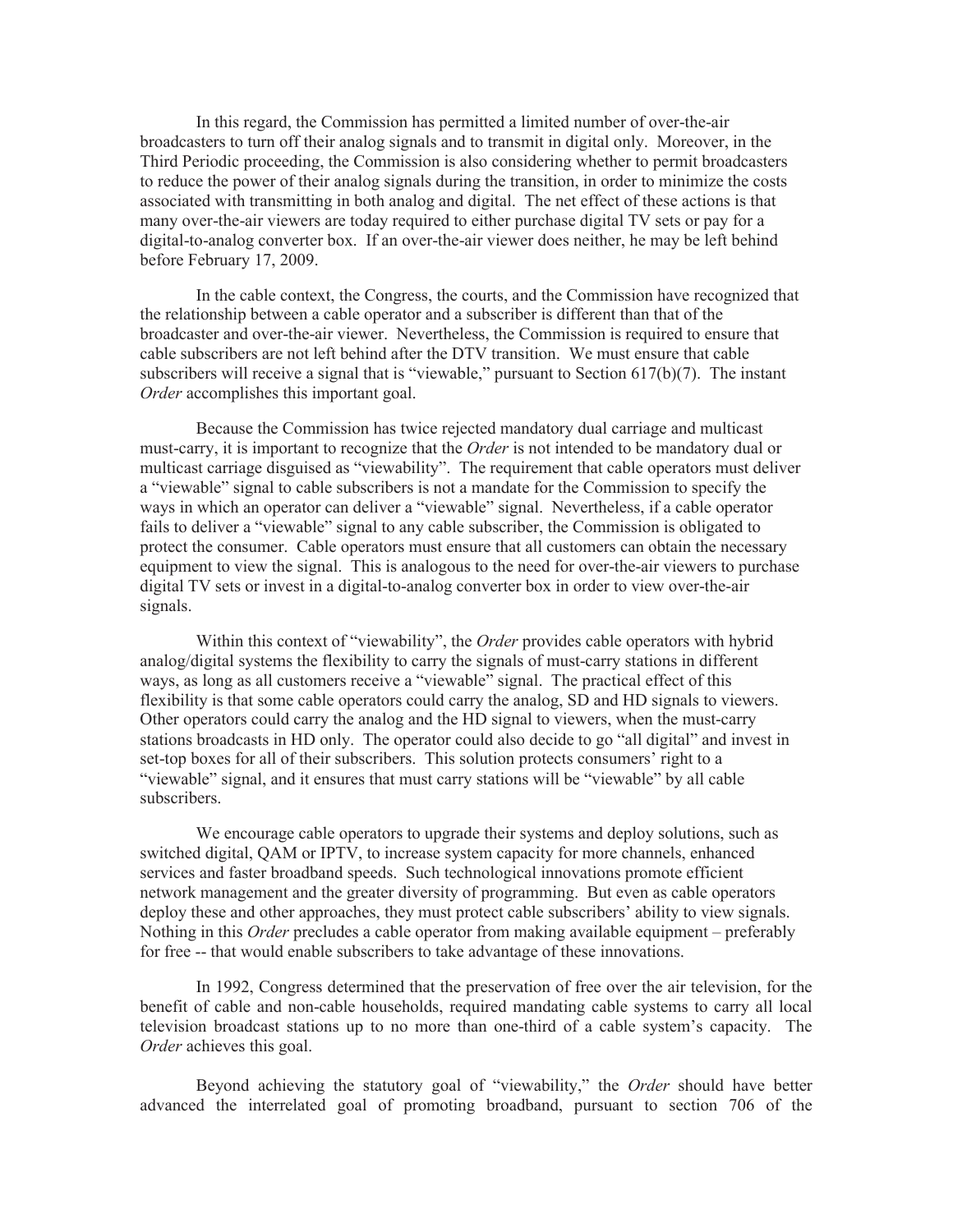In this regard, the Commission has permitted a limited number of over-the-air broadcasters to turn off their analog signals and to transmit in digital only. Moreover, in the Third Periodic proceeding, the Commission is also considering whether to permit broadcasters to reduce the power of their analog signals during the transition, in order to minimize the costs associated with transmitting in both analog and digital. The net effect of these actions is that many over-the-air viewers are today required to either purchase digital TV sets or pay for a digital-to-analog converter box. If an over-the-air viewer does neither, he may be left behind before February 17, 2009.

In the cable context, the Congress, the courts, and the Commission have recognized that the relationship between a cable operator and a subscriber is different than that of the broadcaster and over-the-air viewer. Nevertheless, the Commission is required to ensure that cable subscribers are not left behind after the DTV transition. We must ensure that cable subscribers will receive a signal that is "viewable," pursuant to Section 617(b)(7). The instant *Order* accomplishes this important goal.

Because the Commission has twice rejected mandatory dual carriage and multicast must-carry, it is important to recognize that the *Order* is not intended to be mandatory dual or multicast carriage disguised as "viewability". The requirement that cable operators must deliver a "viewable" signal to cable subscribers is not a mandate for the Commission to specify the ways in which an operator can deliver a "viewable" signal. Nevertheless, if a cable operator fails to deliver a "viewable" signal to any cable subscriber, the Commission is obligated to protect the consumer. Cable operators must ensure that all customers can obtain the necessary equipment to view the signal. This is analogous to the need for over-the-air viewers to purchase digital TV sets or invest in a digital-to-analog converter box in order to view over-the-air signals.

Within this context of "viewability", the *Order* provides cable operators with hybrid analog/digital systems the flexibility to carry the signals of must-carry stations in different ways, as long as all customers receive a "viewable" signal. The practical effect of this flexibility is that some cable operators could carry the analog, SD and HD signals to viewers. Other operators could carry the analog and the HD signal to viewers, when the must-carry stations broadcasts in HD only. The operator could also decide to go "all digital" and invest in set-top boxes for all of their subscribers. This solution protects consumers' right to a "viewable" signal, and it ensures that must carry stations will be "viewable" by all cable subscribers.

We encourage cable operators to upgrade their systems and deploy solutions, such as switched digital, QAM or IPTV, to increase system capacity for more channels, enhanced services and faster broadband speeds. Such technological innovations promote efficient network management and the greater diversity of programming. But even as cable operators deploy these and other approaches, they must protect cable subscribers' ability to view signals. Nothing in this *Order* precludes a cable operator from making available equipment – preferably for free -- that would enable subscribers to take advantage of these innovations.

In 1992, Congress determined that the preservation of free over the air television, for the benefit of cable and non-cable households, required mandating cable systems to carry all local television broadcast stations up to no more than one-third of a cable system's capacity. The *Order* achieves this goal.

Beyond achieving the statutory goal of "viewability," the *Order* should have better advanced the interrelated goal of promoting broadband, pursuant to section 706 of the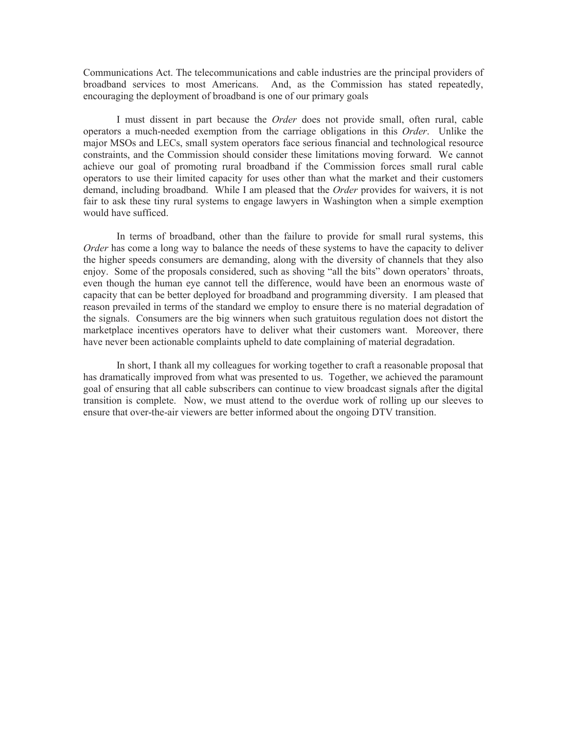Communications Act. The telecommunications and cable industries are the principal providers of broadband services to most Americans. And, as the Commission has stated repeatedly, encouraging the deployment of broadband is one of our primary goals

I must dissent in part because the *Order* does not provide small, often rural, cable operators a much-needed exemption from the carriage obligations in this *Order*. Unlike the major MSOs and LECs, small system operators face serious financial and technological resource constraints, and the Commission should consider these limitations moving forward. We cannot achieve our goal of promoting rural broadband if the Commission forces small rural cable operators to use their limited capacity for uses other than what the market and their customers demand, including broadband. While I am pleased that the *Order* provides for waivers, it is not fair to ask these tiny rural systems to engage lawyers in Washington when a simple exemption would have sufficed.

In terms of broadband, other than the failure to provide for small rural systems, this *Order* has come a long way to balance the needs of these systems to have the capacity to deliver the higher speeds consumers are demanding, along with the diversity of channels that they also enjoy. Some of the proposals considered, such as shoving "all the bits" down operators' throats, even though the human eye cannot tell the difference, would have been an enormous waste of capacity that can be better deployed for broadband and programming diversity. I am pleased that reason prevailed in terms of the standard we employ to ensure there is no material degradation of the signals. Consumers are the big winners when such gratuitous regulation does not distort the marketplace incentives operators have to deliver what their customers want. Moreover, there have never been actionable complaints upheld to date complaining of material degradation.

In short, I thank all my colleagues for working together to craft a reasonable proposal that has dramatically improved from what was presented to us. Together, we achieved the paramount goal of ensuring that all cable subscribers can continue to view broadcast signals after the digital transition is complete. Now, we must attend to the overdue work of rolling up our sleeves to ensure that over-the-air viewers are better informed about the ongoing DTV transition.